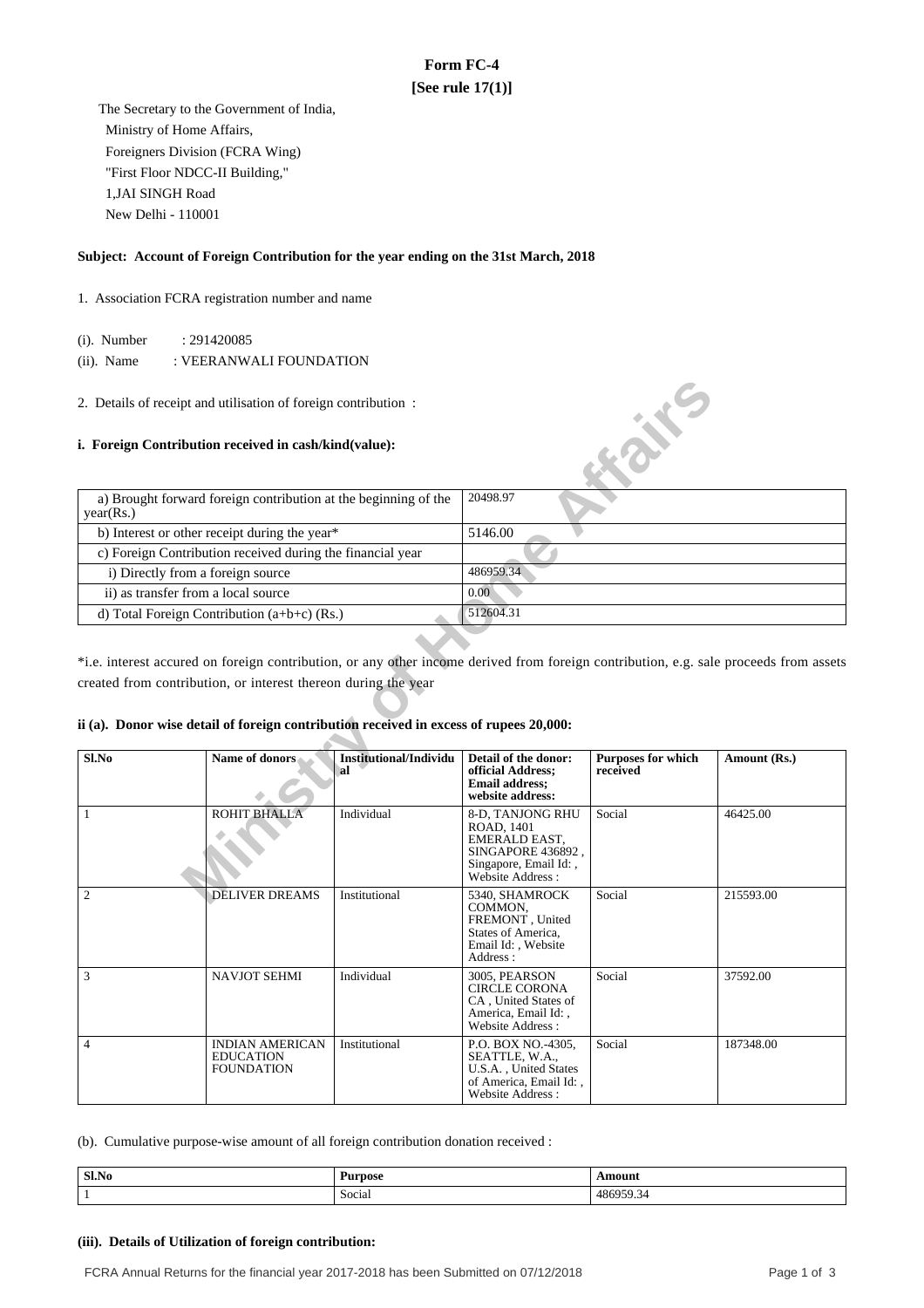# Form FC-4
**[See rule 17(1)]**

The Secretary to the Government of India,
Ministry of Home Affairs,
Foreigners Division (FCRA Wing)
"First Floor NDCC-II Building,"
1,JAI SINGH Road
New Delhi - 110001

**Subject: Account of Foreign Contribution for the year ending on the 31st March, 2018**

1. Association FCRA registration number and name

(i). Number : 291420085

(ii). Name : VEERANWALI FOUNDATION

2. Details of receipt and utilisation of foreign contribution :

**i. Foreign Contribution received in cash/kind(value):**

| | |
|---|---|
| a) Brought forward foreign contribution at the beginning of the year(Rs.) | 20498.97 |
| b) Interest or other receipt during the year* | 5146.00 |
| c) Foreign Contribution received during the financial year | |
| i) Directly from a foreign source | 486959.34 |
| ii) as transfer from a local source | 0.00 |
| d) Total Foreign Contribution (a+b+c) (Rs.) | 512604.31 |

*i.e. interest accured on foreign contribution, or any other income derived from foreign contribution, e.g. sale proceeds from assets created from contribution, or interest thereon during the year

**ii (a). Donor wise detail of foreign contribution received in excess of rupees 20,000:**

| Sl.No | Name of donors | Institutional/Individual | Detail of the donor: official Address; Email address; website address: | Purposes for which received | Amount (Rs.) |
|---|---|---|---|---|---|
| 1 | ROHIT BHALLA | Individual | 8-D, TANJONG RHU ROAD, 1401 EMERALD EAST, SINGAPORE 436892 , Singapore, Email Id: , Website Address : | Social | 46425.00 |
| 2 | DELIVER DREAMS | Institutional | 5340, SHAMROCK COMMON, FREMONT , United States of America, Email Id: , Website Address : | Social | 215593.00 |
| 3 | NAVJOT SEHMI | Individual | 3005, PEARSON CIRCLE CORONA CA , United States of America, Email Id: , Website Address : | Social | 37592.00 |
| 4 | INDIAN AMERICAN EDUCATION FOUNDATION | Institutional | P.O. BOX NO.-4305, SEATTLE, W.A., U.S.A. , United States of America, Email Id: , Website Address : | Social | 187348.00 |

(b). Cumulative purpose-wise amount of all foreign contribution donation received :

| Sl.No | Purpose | Amount |
|---|---|---|
| 1 | Social | 486959.34 |

**(iii). Details of Utilization of foreign contribution:**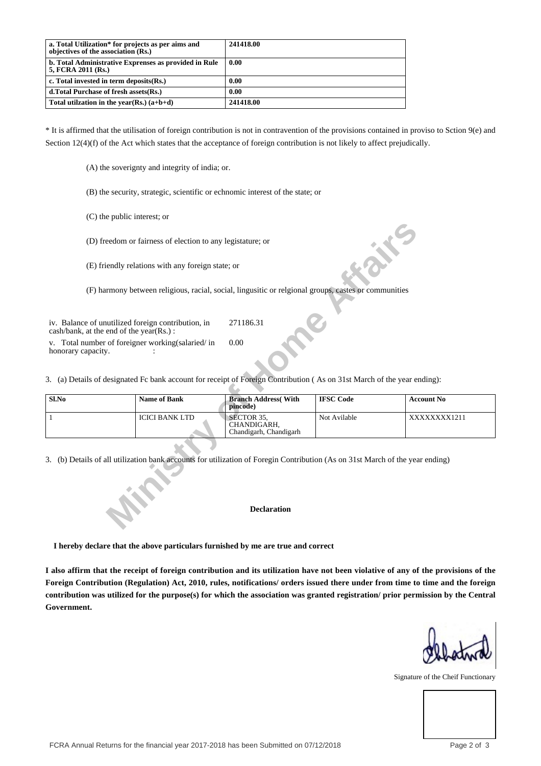| | |
|---|---|
| **a. Total Utilization* for projects as per aims and objectives of the association (Rs.)** | **241418.00** |
| **b. Total Administrative Exprenses as provided in Rule 5, FCRA 2011 (Rs.)** | **0.00** |
| **c. Total invested in term deposits(Rs.)** | **0.00** |
| **d.Total Purchase of fresh assets(Rs.)** | **0.00** |
| **Total utilzation in the year(Rs.) (a+b+d)** | **241418.00** |

* It is affirmed that the utilisation of foreign contribution is not in contravention of the provisions contained in proviso to Sction 9(e) and Section 12(4)(f) of the Act which states that the acceptance of foreign contribution is not likely to affect prejudically.

(A) the soverignty and integrity of india; or.

(B) the security, strategic, scientific or echnomic interest of the state; or

(C) the public interest; or

(D) freedom or fairness of election to any legistature; or

(E) friendly relations with any foreign state; or

(F) harmony between religious, racial, social, lingusitic or relgional groups, castes or communities

| | |
|---|---|
| iv. Balance of unutilized foreign contribution, in cash/bank, at the end of the year(Rs.) : | 271186.31 |
| v. Total number of foreigner working(salaried/ in honorary capacity. : | 0.00 |

3. (a) Details of designated Fc bank account for receipt of Foreign Contribution ( As on 31st March of the year ending):

| Sl.No | Name of Bank | Branch Address( With pincode) | IFSC Code | Account No |
|---|---|---|---|---|
| 1 | ICICI BANK LTD | SECTOR 35, CHANDIGARH, Chandigarh, Chandigarh | Not Avilable | XXXXXXXX1211 |

3. (b) Details of all utilization bank accounts for utilization of Foregin Contribution (As on 31st March of the year ending)

**Declaration**

**I hereby declare that the above particulars furnished by me are true and correct**

**I also affirm that the receipt of foreign contribution and its utilization have not been violative of any of the provisions of the Foreign Contribution (Regulation) Act, 2010, rules, notifications/ orders issued there under from time to time and the foreign contribution was utilized for the purpose(s) for which the association was granted registration/ prior permission by the Central Government.**

Signature of the Cheif Functionary

FCRA Annual Returns for the financial year 2017-2018 has been Submitted on 07/12/2018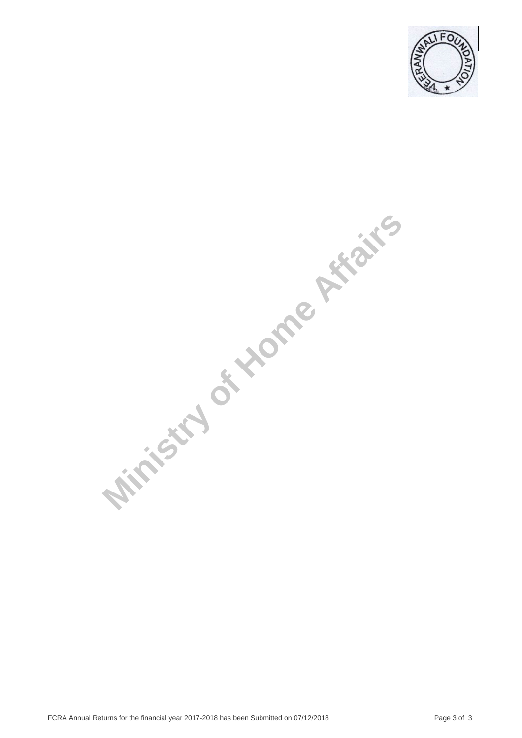VEERANWALI FOUNDATION